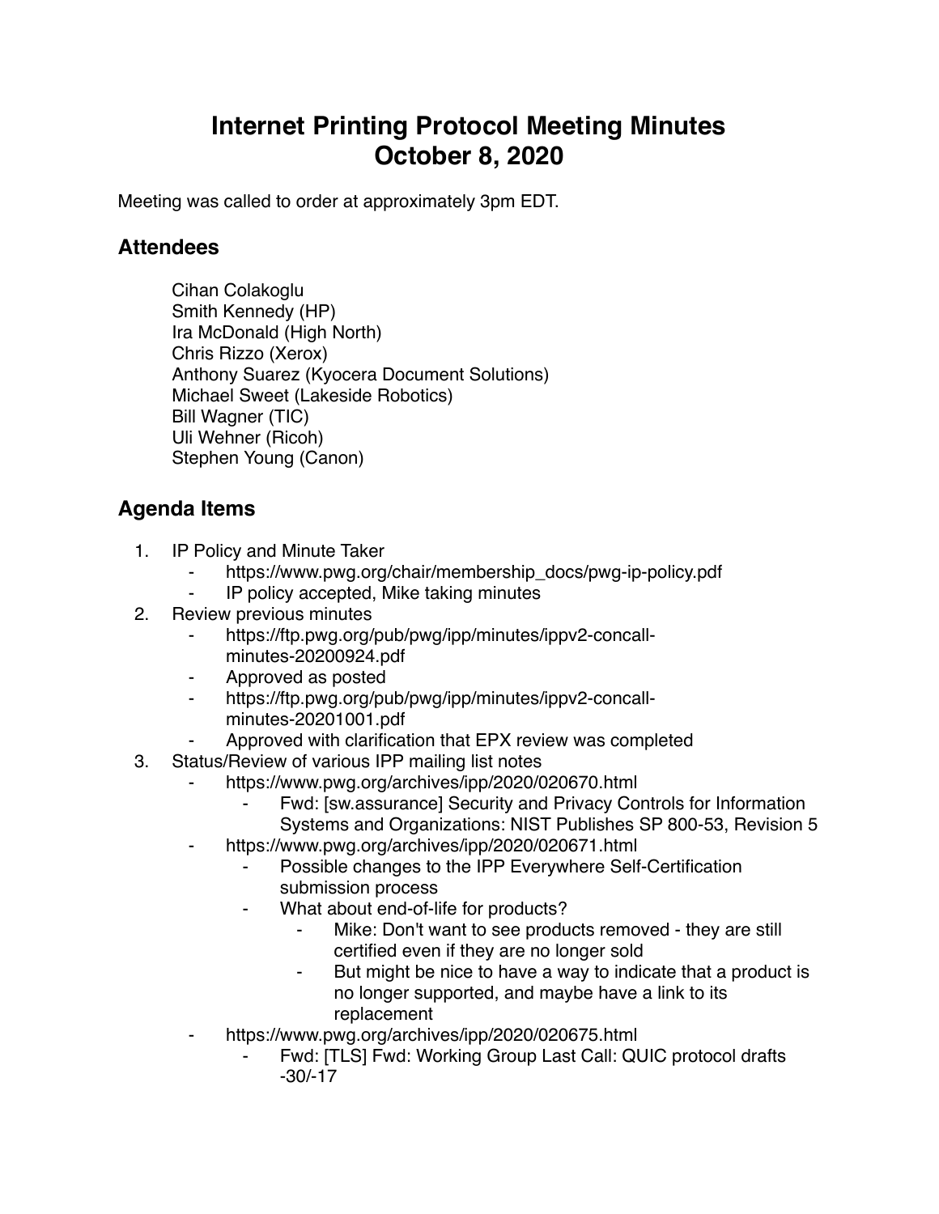# Internet Printing Protocol Meeting Minutes
# October 8, 2020

Meeting was called to order at approximately 3pm EDT.

## Attendees

Cihan Colakoglu
Smith Kennedy (HP)
Ira McDonald (High North)
Chris Rizzo (Xerox)
Anthony Suarez (Kyocera Document Solutions)
Michael Sweet (Lakeside Robotics)
Bill Wagner (TIC)
Uli Wehner (Ricoh)
Stephen Young (Canon)

## Agenda Items

1. IP Policy and Minute Taker
    - https://www.pwg.org/chair/membership_docs/pwg-ip-policy.pdf
    - IP policy accepted, Mike taking minutes
2. Review previous minutes
    - https://ftp.pwg.org/pub/pwg/ipp/minutes/ippv2-concall-minutes-20200924.pdf
    - Approved as posted
    - https://ftp.pwg.org/pub/pwg/ipp/minutes/ippv2-concall-minutes-20201001.pdf
    - Approved with clarification that EPX review was completed
3. Status/Review of various IPP mailing list notes
    - https://www.pwg.org/archives/ipp/2020/020670.html
        - Fwd: [sw.assurance] Security and Privacy Controls for Information Systems and Organizations: NIST Publishes SP 800-53, Revision 5
    - https://www.pwg.org/archives/ipp/2020/020671.html
        - Possible changes to the IPP Everywhere Self-Certification submission process
        - What about end-of-life for products?
            - Mike: Don't want to see products removed - they are still certified even if they are no longer sold
            - But might be nice to have a way to indicate that a product is no longer supported, and maybe have a link to its replacement
    - https://www.pwg.org/archives/ipp/2020/020675.html
        - Fwd: [TLS] Fwd: Working Group Last Call: QUIC protocol drafts -30/-17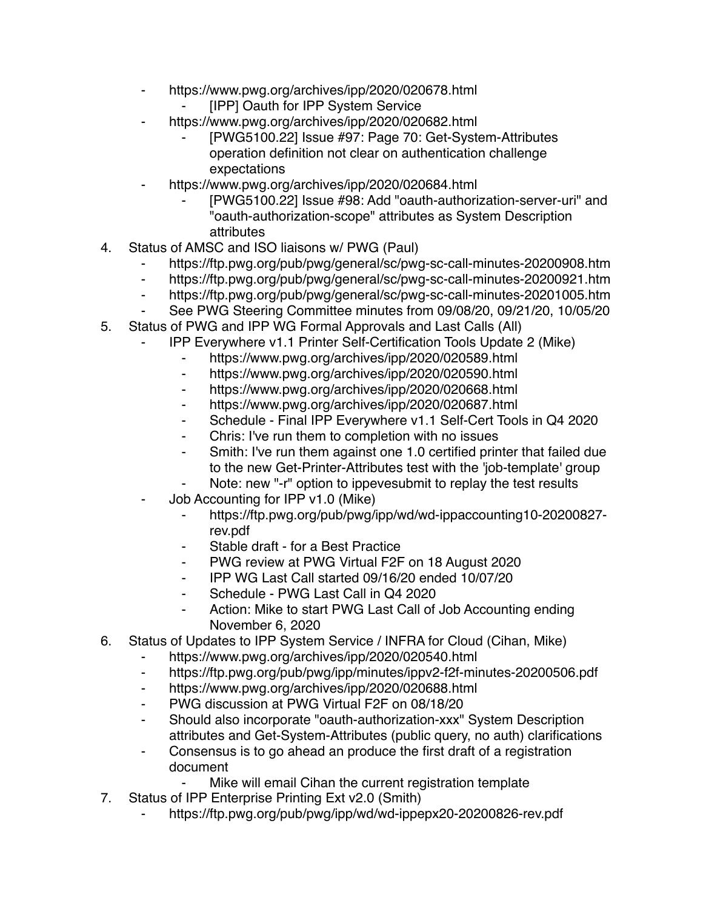- https://www.pwg.org/archives/ipp/2020/020678.html
    - [IPP] Oauth for IPP System Service
- https://www.pwg.org/archives/ipp/2020/020682.html
    - [PWG5100.22] Issue #97: Page 70: Get-System-Attributes operation definition not clear on authentication challenge expectations
- https://www.pwg.org/archives/ipp/2020/020684.html
    - [PWG5100.22] Issue #98: Add "oauth-authorization-server-uri" and "oauth-authorization-scope" attributes as System Description attributes

4. Status of AMSC and ISO liaisons w/ PWG (Paul)
    - https://ftp.pwg.org/pub/pwg/general/sc/pwg-sc-call-minutes-20200908.htm
    - https://ftp.pwg.org/pub/pwg/general/sc/pwg-sc-call-minutes-20200921.htm
    - https://ftp.pwg.org/pub/pwg/general/sc/pwg-sc-call-minutes-20201005.htm
    - See PWG Steering Committee minutes from 09/08/20, 09/21/20, 10/05/20
5. Status of PWG and IPP WG Formal Approvals and Last Calls (All)
    - IPP Everywhere v1.1 Printer Self-Certification Tools Update 2 (Mike)
        - https://www.pwg.org/archives/ipp/2020/020589.html
        - https://www.pwg.org/archives/ipp/2020/020590.html
        - https://www.pwg.org/archives/ipp/2020/020668.html
        - https://www.pwg.org/archives/ipp/2020/020687.html
        - Schedule - Final IPP Everywhere v1.1 Self-Cert Tools in Q4 2020
        - Chris: I've run them to completion with no issues
        - Smith: I've run them against one 1.0 certified printer that failed due to the new Get-Printer-Attributes test with the 'job-template' group
        - Note: new "-r" option to ippevesubmit to replay the test results
    - Job Accounting for IPP v1.0 (Mike)
        - https://ftp.pwg.org/pub/pwg/ipp/wd/wd-ippaccounting10-20200827-rev.pdf
        - Stable draft - for a Best Practice
        - PWG review at PWG Virtual F2F on 18 August 2020
        - IPP WG Last Call started 09/16/20 ended 10/07/20
        - Schedule - PWG Last Call in Q4 2020
        - Action: Mike to start PWG Last Call of Job Accounting ending November 6, 2020
6. Status of Updates to IPP System Service / INFRA for Cloud (Cihan, Mike)
    - https://www.pwg.org/archives/ipp/2020/020540.html
    - https://ftp.pwg.org/pub/pwg/ipp/minutes/ippv2-f2f-minutes-20200506.pdf
    - https://www.pwg.org/archives/ipp/2020/020688.html
    - PWG discussion at PWG Virtual F2F on 08/18/20
    - Should also incorporate "oauth-authorization-xxx" System Description attributes and Get-System-Attributes (public query, no auth) clarifications
    - Consensus is to go ahead an produce the first draft of a registration document
        - Mike will email Cihan the current registration template
7. Status of IPP Enterprise Printing Ext v2.0 (Smith)
    - https://ftp.pwg.org/pub/pwg/ipp/wd/wd-ippepx20-20200826-rev.pdf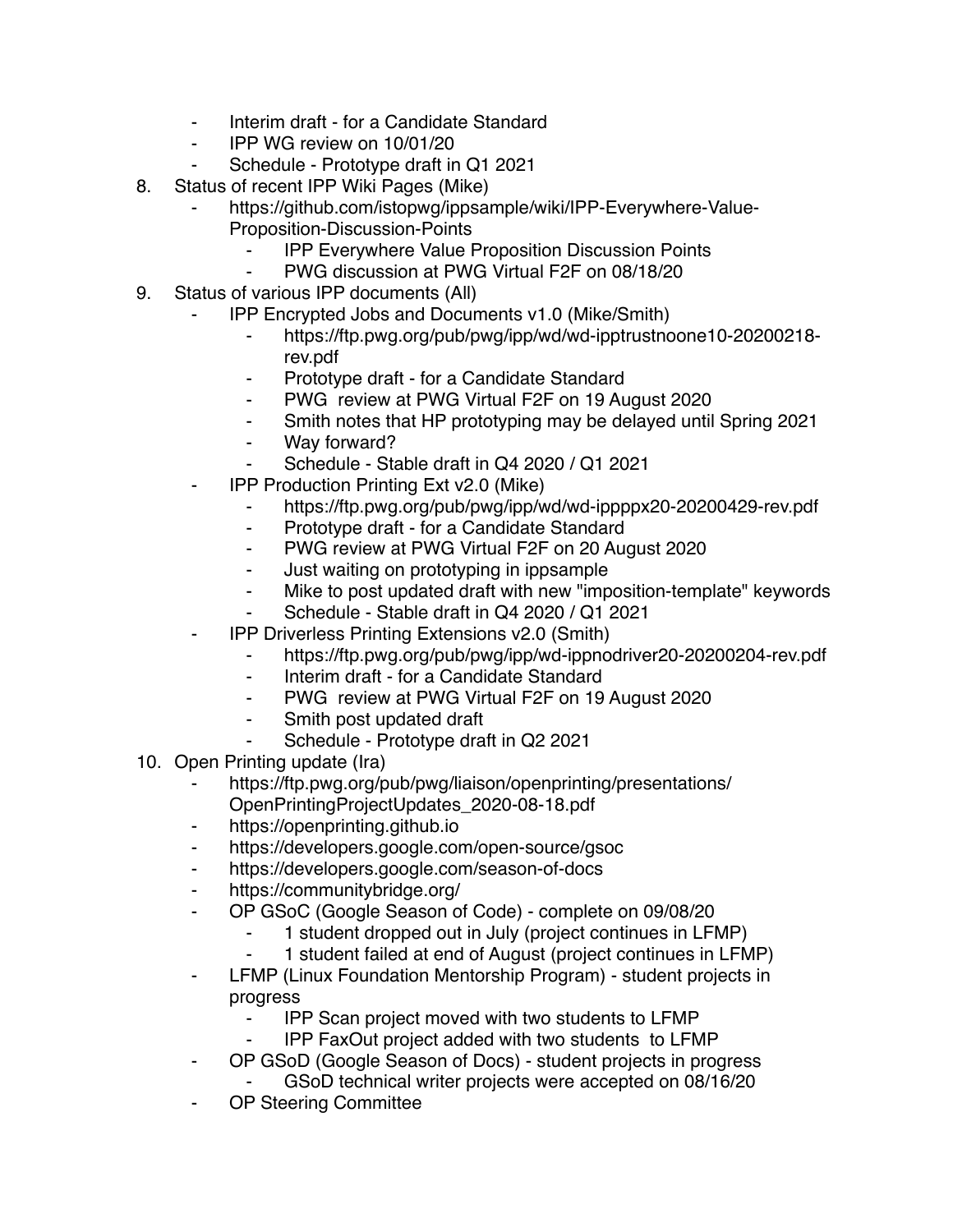- Interim draft - for a Candidate Standard
- IPP WG review on 10/01/20
- Schedule - Prototype draft in Q1 2021

8. Status of recent IPP Wiki Pages (Mike)
    - https://github.com/istopwg/ippsample/wiki/IPP-Everywhere-Value-Proposition-Discussion-Points
        - IPP Everywhere Value Proposition Discussion Points
        - PWG discussion at PWG Virtual F2F on 08/18/20
9. Status of various IPP documents (All)
    - IPP Encrypted Jobs and Documents v1.0 (Mike/Smith)
        - https://ftp.pwg.org/pub/pwg/ipp/wd/wd-ipptrustnoone10-20200218-rev.pdf
        - Prototype draft - for a Candidate Standard
        - PWG review at PWG Virtual F2F on 19 August 2020
        - Smith notes that HP prototyping may be delayed until Spring 2021
        - Way forward?
        - Schedule - Stable draft in Q4 2020 / Q1 2021
    - IPP Production Printing Ext v2.0 (Mike)
        - https://ftp.pwg.org/pub/pwg/ipp/wd/wd-ippppx20-20200429-rev.pdf
        - Prototype draft - for a Candidate Standard
        - PWG review at PWG Virtual F2F on 20 August 2020
        - Just waiting on prototyping in ippsample
        - Mike to post updated draft with new "imposition-template" keywords
        - Schedule - Stable draft in Q4 2020 / Q1 2021
    - IPP Driverless Printing Extensions v2.0 (Smith)
        - https://ftp.pwg.org/pub/pwg/ipp/wd-ippnodriver20-20200204-rev.pdf
        - Interim draft - for a Candidate Standard
        - PWG review at PWG Virtual F2F on 19 August 2020
        - Smith post updated draft
        - Schedule - Prototype draft in Q2 2021
10. Open Printing update (Ira)
    - https://ftp.pwg.org/pub/pwg/liaison/openprinting/presentations/OpenPrintingProjectUpdates_2020-08-18.pdf
    - https://openprinting.github.io
    - https://developers.google.com/open-source/gsoc
    - https://developers.google.com/season-of-docs
    - https://communitybridge.org/
    - OP GSoC (Google Season of Code) - complete on 09/08/20
        - 1 student dropped out in July (project continues in LFMP)
        - 1 student failed at end of August (project continues in LFMP)
    - LFMP (Linux Foundation Mentorship Program) - student projects in progress
        - IPP Scan project moved with two students to LFMP
        - IPP FaxOut project added with two students to LFMP
    - OP GSoD (Google Season of Docs) - student projects in progress
        - GSoD technical writer projects were accepted on 08/16/20
    - OP Steering Committee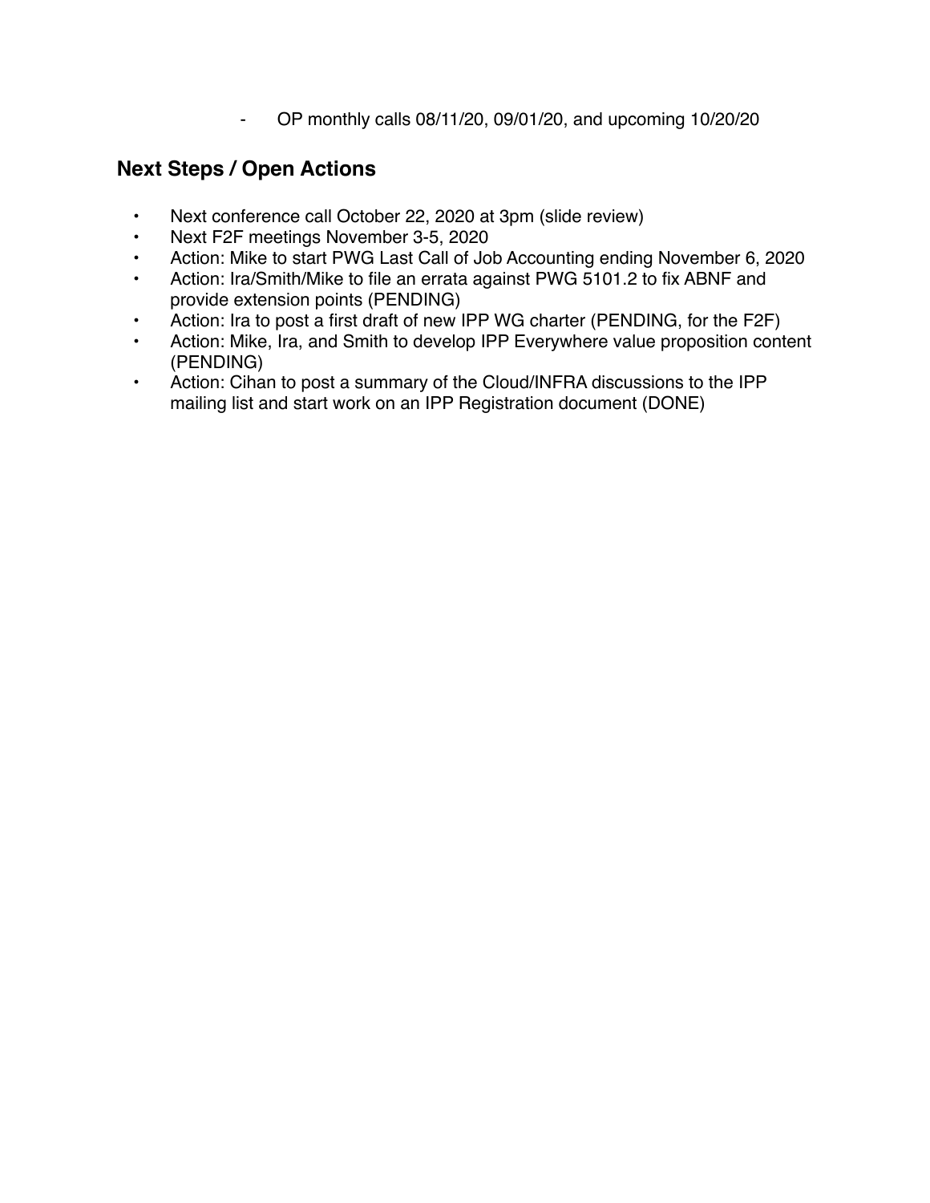- OP monthly calls 08/11/20, 09/01/20, and upcoming 10/20/20

## Next Steps / Open Actions

- Next conference call October 22, 2020 at 3pm (slide review)
- Next F2F meetings November 3-5, 2020
- Action: Mike to start PWG Last Call of Job Accounting ending November 6, 2020
- Action: Ira/Smith/Mike to file an errata against PWG 5101.2 to fix ABNF and provide extension points (PENDING)
- Action: Ira to post a first draft of new IPP WG charter (PENDING, for the F2F)
- Action: Mike, Ira, and Smith to develop IPP Everywhere value proposition content (PENDING)
- Action: Cihan to post a summary of the Cloud/INFRA discussions to the IPP mailing list and start work on an IPP Registration document (DONE)